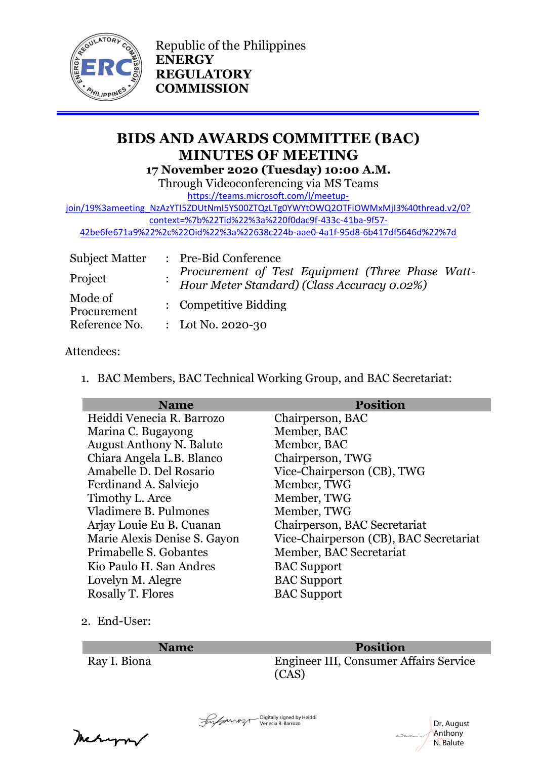Republic of the Philippines
**ENERGY REGULATORY COMMISSION**

# BIDS AND AWARDS COMMITTEE (BAC) MINUTES OF MEETING

**17 November 2020 (Tuesday) 10:00 A.M.**

Through Videoconferencing via MS Teams

https://teams.microsoft.com/l/meetup-join/19%3ameeting_NzAzYTI5ZDUtNmI5YS00ZTQzLTg0YWYtOWQ2OTFiOWMxMjI3%40thread.v2/0?context=%7b%22Tid%22%3a%220f0dac9f-433c-41ba-9f57-42be6fe671a9%22%2c%22Oid%22%3a%22638c224b-aae0-4a1f-95d8-6b417df5646d%22%7d

| | | |
|---|---|---|
| Subject Matter | : | Pre-Bid Conference |
| Project | : | *Procurement of Test Equipment (Three Phase Watt-Hour Meter Standard) (Class Accuracy 0.02%)* |
| Mode of Procurement | : | Competitive Bidding |
| Reference No. | : | Lot No. 2020-30 |

Attendees:

1. BAC Members, BAC Technical Working Group, and BAC Secretariat:

| Name | Position |
|---|---|
| Heiddi Venecia R. Barrozo | Chairperson, BAC |
| Marina C. Bugayong | Member, BAC |
| August Anthony N. Balute | Member, BAC |
| Chiara Angela L.B. Blanco | Chairperson, TWG |
| Amabelle D. Del Rosario | Vice-Chairperson (CB), TWG |
| Ferdinand A. Salviejo | Member, TWG |
| Timothy L. Arce | Member, TWG |
| Vladimere B. Pulmones | Member, TWG |
| Arjay Louie Eu B. Cuanan | Chairperson, BAC Secretariat |
| Marie Alexis Denise S. Gayon | Vice-Chairperson (CB), BAC Secretariat |
| Primabelle S. Gobantes | Member, BAC Secretariat |
| Kio Paulo H. San Andres | BAC Support |
| Lovelyn M. Alegre | BAC Support |
| Rosally T. Flores | BAC Support |

2. End-User:

| Name | Position |
|---|---|
| Ray I. Biona | Engineer III, Consumer Affairs Service (CAS) |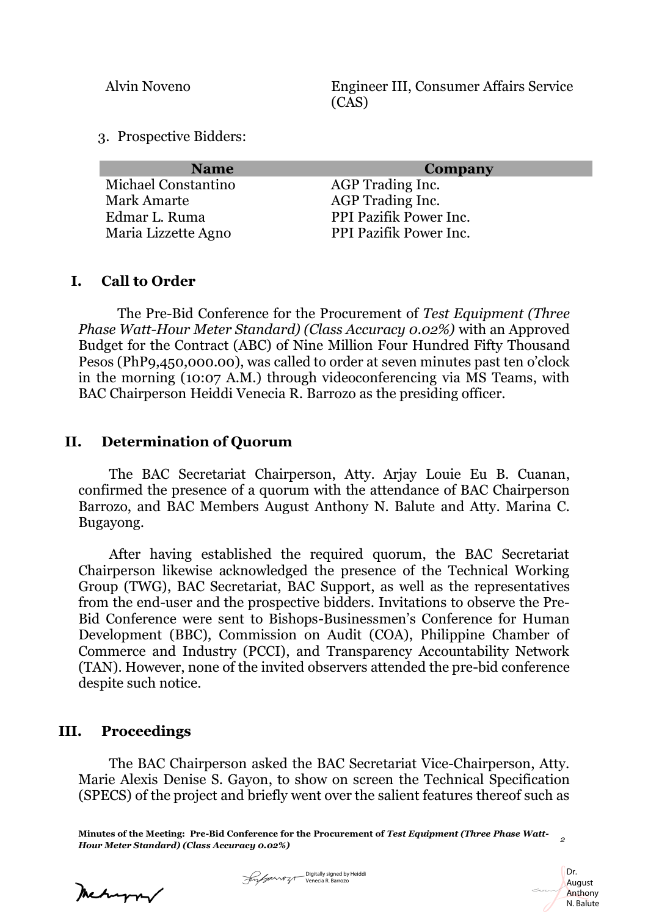| | |
|---|---|
| Alvin Noveno | Engineer III, Consumer Affairs Service (CAS) |

3. Prospective Bidders:

| Name | Company |
|---|---|
| Michael Constantino | AGP Trading Inc. |
| Mark Amarte | AGP Trading Inc. |
| Edmar L. Ruma | PPI Pazifik Power Inc. |
| Maria Lizzette Agno | PPI Pazifik Power Inc. |

## I. Call to Order

The Pre-Bid Conference for the Procurement of *Test Equipment (Three Phase Watt-Hour Meter Standard) (Class Accuracy 0.02%)* with an Approved Budget for the Contract (ABC) of Nine Million Four Hundred Fifty Thousand Pesos (PhP9,450,000.00), was called to order at seven minutes past ten o'clock in the morning (10:07 A.M.) through videoconferencing via MS Teams, with BAC Chairperson Heiddi Venecia R. Barrozo as the presiding officer.

## II. Determination of Quorum

The BAC Secretariat Chairperson, Atty. Arjay Louie Eu B. Cuanan, confirmed the presence of a quorum with the attendance of BAC Chairperson Barrozo, and BAC Members August Anthony N. Balute and Atty. Marina C. Bugayong.

After having established the required quorum, the BAC Secretariat Chairperson likewise acknowledged the presence of the Technical Working Group (TWG), BAC Secretariat, BAC Support, as well as the representatives from the end-user and the prospective bidders. Invitations to observe the Pre-Bid Conference were sent to Bishops-Businessmen's Conference for Human Development (BBC), Commission on Audit (COA), Philippine Chamber of Commerce and Industry (PCCI), and Transparency Accountability Network (TAN). However, none of the invited observers attended the pre-bid conference despite such notice.

## III. Proceedings

The BAC Chairperson asked the BAC Secretariat Vice-Chairperson, Atty. Marie Alexis Denise S. Gayon, to show on screen the Technical Specification (SPECS) of the project and briefly went over the salient features thereof such as

Digitally signed by Heiddi Venecia R. Barrozo

Dr. August Anthony N. Balute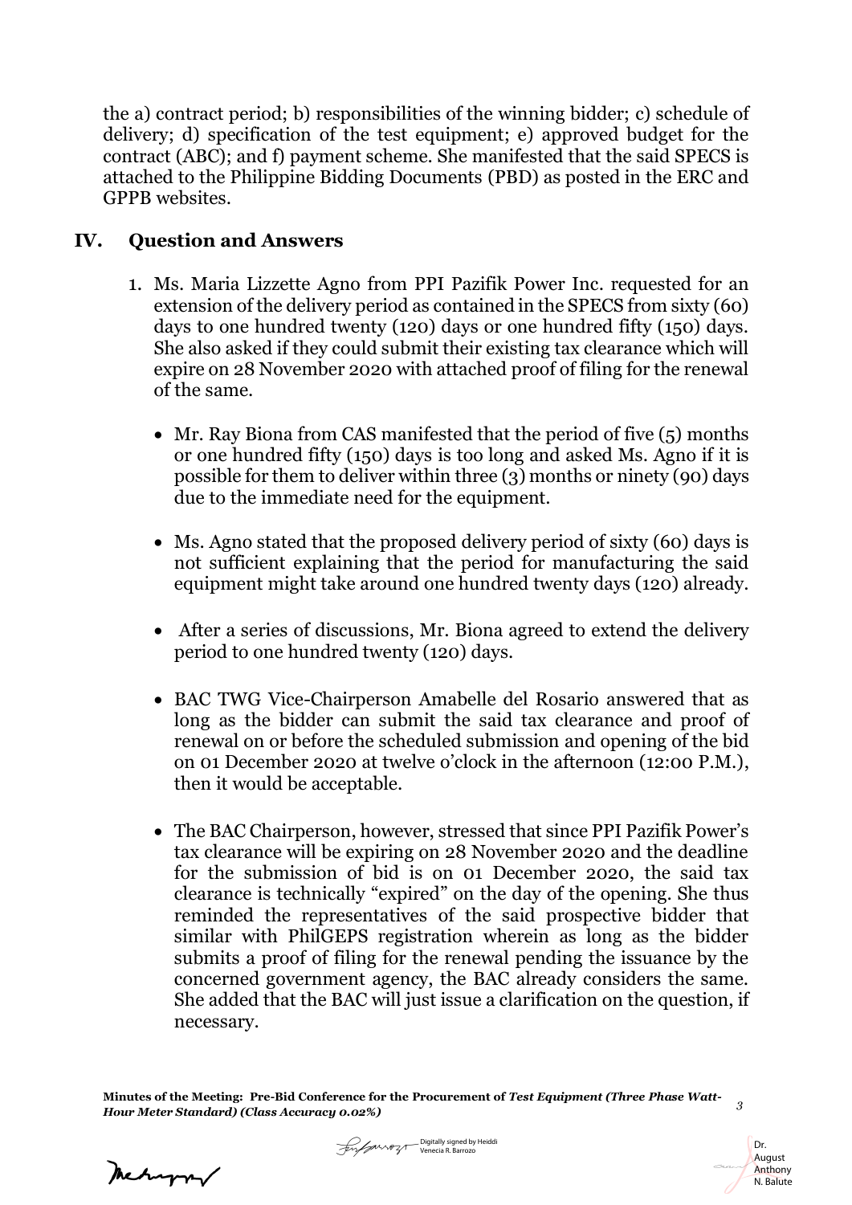the a) contract period; b) responsibilities of the winning bidder; c) schedule of delivery; d) specification of the test equipment; e) approved budget for the contract (ABC); and f) payment scheme. She manifested that the said SPECS is attached to the Philippine Bidding Documents (PBD) as posted in the ERC and GPPB websites.

## IV. Question and Answers

1. Ms. Maria Lizzette Agno from PPI Pazifik Power Inc. requested for an extension of the delivery period as contained in the SPECS from sixty (60) days to one hundred twenty (120) days or one hundred fifty (150) days. She also asked if they could submit their existing tax clearance which will expire on 28 November 2020 with attached proof of filing for the renewal of the same.

   - Mr. Ray Biona from CAS manifested that the period of five (5) months or one hundred fifty (150) days is too long and asked Ms. Agno if it is possible for them to deliver within three (3) months or ninety (90) days due to the immediate need for the equipment.

   - Ms. Agno stated that the proposed delivery period of sixty (60) days is not sufficient explaining that the period for manufacturing the said equipment might take around one hundred twenty days (120) already.

   - After a series of discussions, Mr. Biona agreed to extend the delivery period to one hundred twenty (120) days.

   - BAC TWG Vice-Chairperson Amabelle del Rosario answered that as long as the bidder can submit the said tax clearance and proof of renewal on or before the scheduled submission and opening of the bid on 01 December 2020 at twelve o'clock in the afternoon (12:00 P.M.), then it would be acceptable.

   - The BAC Chairperson, however, stressed that since PPI Pazifik Power's tax clearance will be expiring on 28 November 2020 and the deadline for the submission of bid is on 01 December 2020, the said tax clearance is technically "expired" on the day of the opening. She thus reminded the representatives of the said prospective bidder that similar with PhilGEPS registration wherein as long as the bidder submits a proof of filing for the renewal pending the issuance by the concerned government agency, the BAC already considers the same. She added that the BAC will just issue a clarification on the question, if necessary.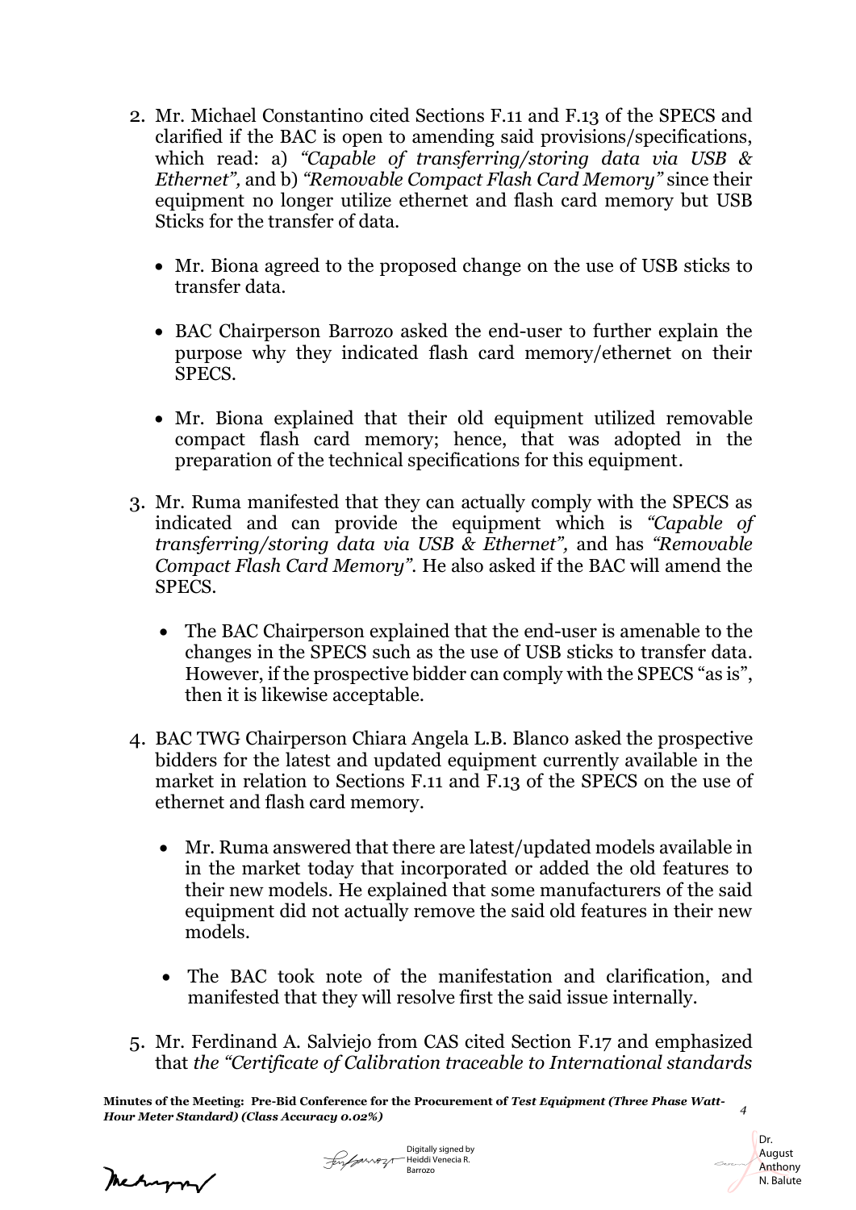2. Mr. Michael Constantino cited Sections F.11 and F.13 of the SPECS and clarified if the BAC is open to amending said provisions/specifications, which read: a) *"Capable of transferring/storing data via USB & Ethernet",* and b) *"Removable Compact Flash Card Memory"* since their equipment no longer utilize ethernet and flash card memory but USB Sticks for the transfer of data.

   - Mr. Biona agreed to the proposed change on the use of USB sticks to transfer data.

   - BAC Chairperson Barrozo asked the end-user to further explain the purpose why they indicated flash card memory/ethernet on their SPECS.

   - Mr. Biona explained that their old equipment utilized removable compact flash card memory; hence, that was adopted in the preparation of the technical specifications for this equipment.

3. Mr. Ruma manifested that they can actually comply with the SPECS as indicated and can provide the equipment which is *"Capable of transferring/storing data via USB & Ethernet",* and has *"Removable Compact Flash Card Memory".* He also asked if the BAC will amend the SPECS.

   - The BAC Chairperson explained that the end-user is amenable to the changes in the SPECS such as the use of USB sticks to transfer data. However, if the prospective bidder can comply with the SPECS "as is", then it is likewise acceptable.

4. BAC TWG Chairperson Chiara Angela L.B. Blanco asked the prospective bidders for the latest and updated equipment currently available in the market in relation to Sections F.11 and F.13 of the SPECS on the use of ethernet and flash card memory.

   - Mr. Ruma answered that there are latest/updated models available in in the market today that incorporated or added the old features to their new models. He explained that some manufacturers of the said equipment did not actually remove the said old features in their new models.

   - The BAC took note of the manifestation and clarification, and manifested that they will resolve first the said issue internally.

5. Mr. Ferdinand A. Salviejo from CAS cited Section F.17 and emphasized that *the "Certificate of Calibration traceable to International standards*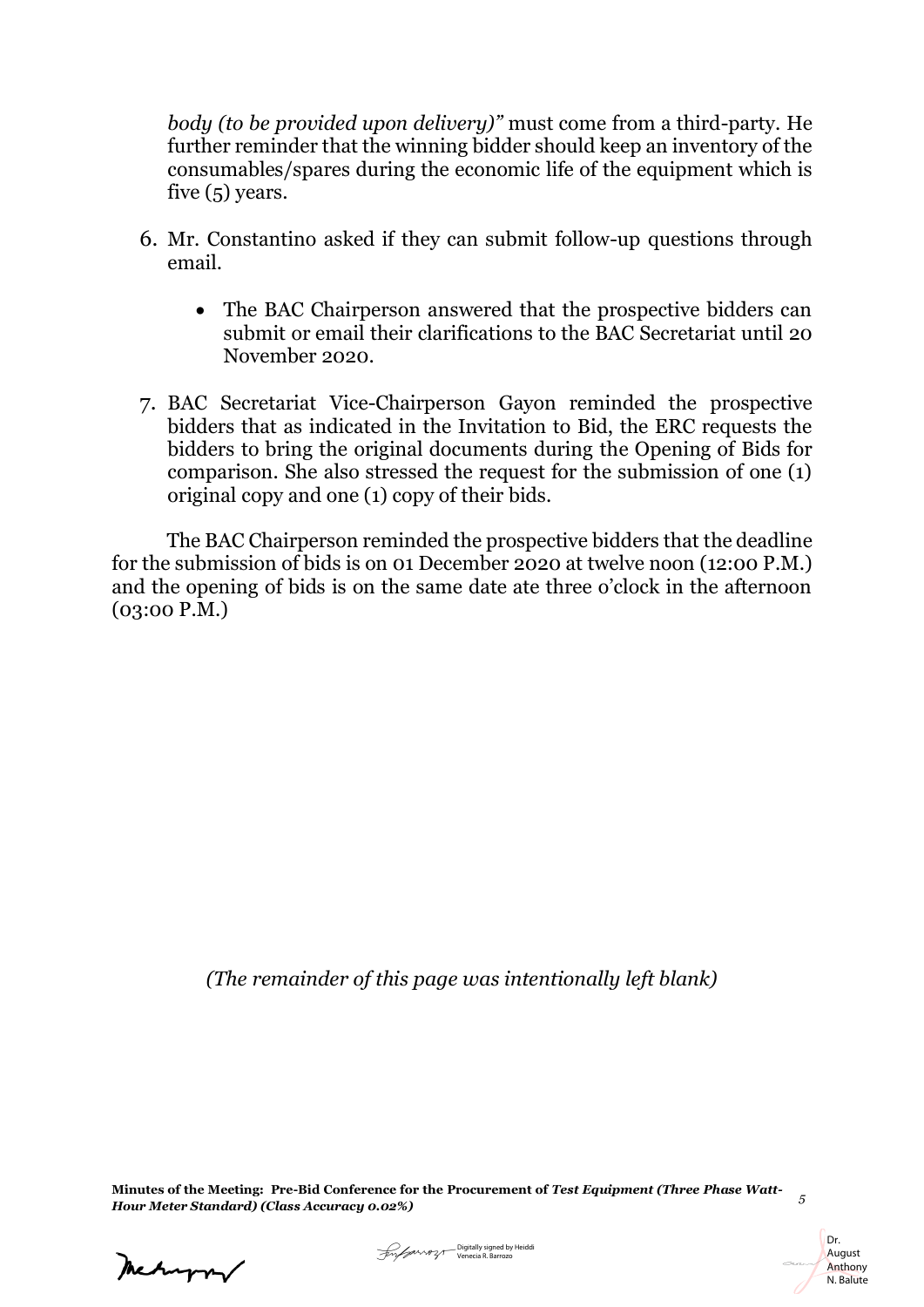*body (to be provided upon delivery)"* must come from a third-party. He further reminder that the winning bidder should keep an inventory of the consumables/spares during the economic life of the equipment which is five (5) years.

6. Mr. Constantino asked if they can submit follow-up questions through email.

    - The BAC Chairperson answered that the prospective bidders can submit or email their clarifications to the BAC Secretariat until 20 November 2020.

7. BAC Secretariat Vice-Chairperson Gayon reminded the prospective bidders that as indicated in the Invitation to Bid, the ERC requests the bidders to bring the original documents during the Opening of Bids for comparison. She also stressed the request for the submission of one (1) original copy and one (1) copy of their bids.

The BAC Chairperson reminded the prospective bidders that the deadline for the submission of bids is on 01 December 2020 at twelve noon (12:00 P.M.) and the opening of bids is on the same date ate three o'clock in the afternoon (03:00 P.M.)

*(The remainder of this page was intentionally left blank)*

Digitally signed by Heiddi Venecia R. Barrozo

Dr. August Anthony N. Balute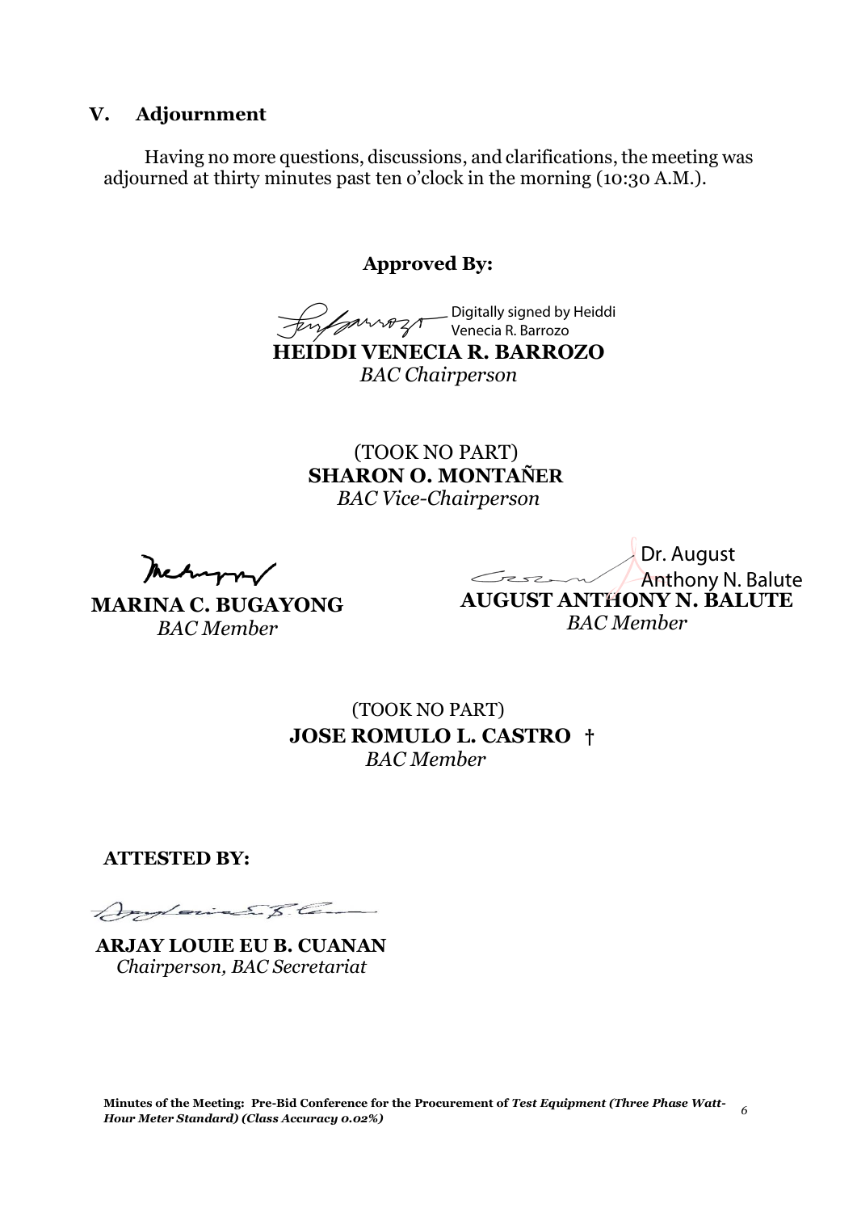## V. Adjournment

Having no more questions, discussions, and clarifications, the meeting was adjourned at thirty minutes past ten o'clock in the morning (10:30 A.M.).

**Approved By:**

Digitally signed by Heiddi Venecia R. Barrozo

**HEIDDI VENECIA R. BARROZO**
*BAC Chairperson*

(TOOK NO PART)
**SHARON O. MONTAÑER**
*BAC Vice-Chairperson*

**MARINA C. BUGAYONG**
*BAC Member*

Dr. August Anthony N. Balute

**AUGUST ANTHONY N. BALUTE**
*BAC Member*

(TOOK NO PART)
**JOSE ROMULO L. CASTRO †**
*BAC Member*

**ATTESTED BY:**

**ARJAY LOUIE EU B. CUANAN**
*Chairperson, BAC Secretariat*

**Minutes of the Meeting: Pre-Bid Conference for the Procurement of *Test Equipment (Three Phase Watt-Hour Meter Standard) (Class Accuracy 0.02%)***